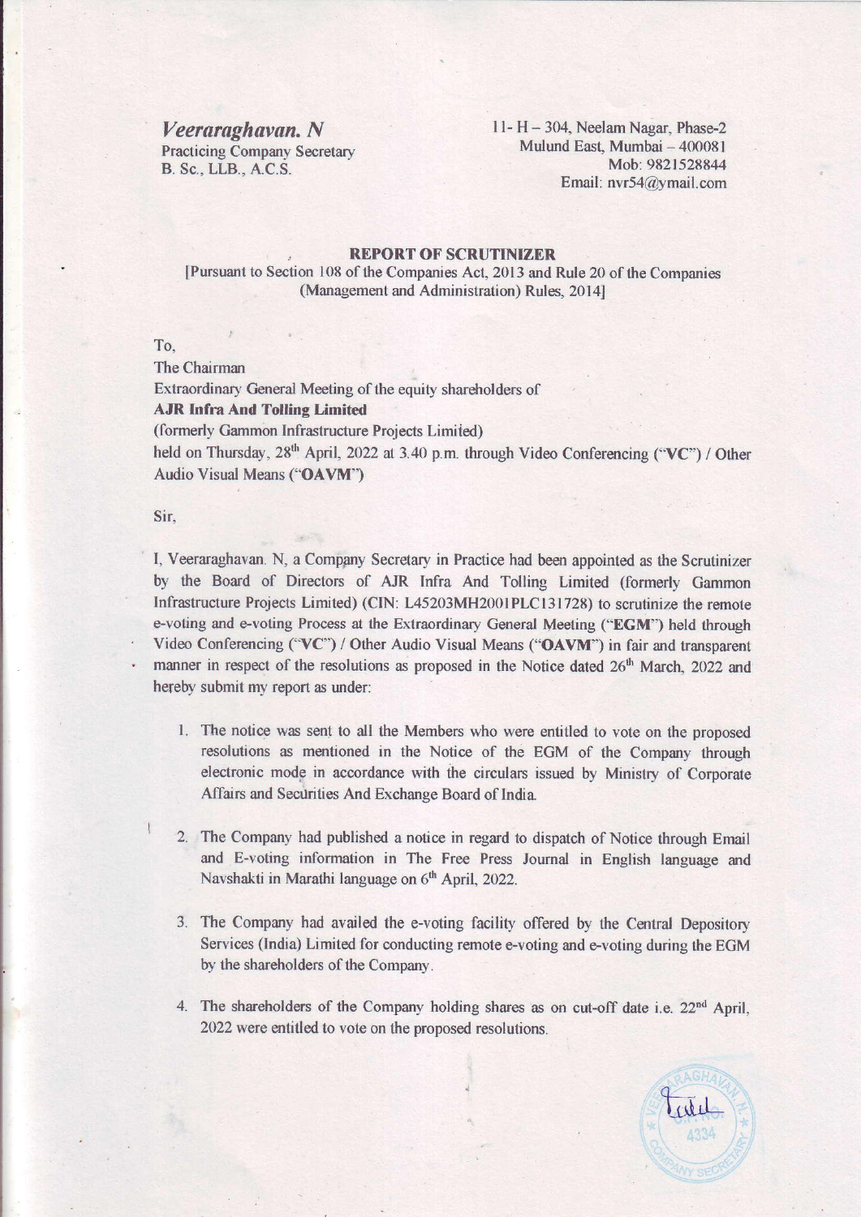***Veeraraghavan. N***
Practicing Company Secretary
B. Sc., LLB., A.C.S.

11- H – 304, Neelam Nagar, Phase-2
Mulund East, Mumbai – 400081
Mob: 9821528844
Email: nvr54@ymail.com

**REPORT OF SCRUTINIZER**

[Pursuant to Section 108 of the Companies Act, 2013 and Rule 20 of the Companies (Management and Administration) Rules, 2014]

To,

The Chairman

Extraordinary General Meeting of the equity shareholders of

**AJR Infra And Tolling Limited**

(formerly Gammon Infrastructure Projects Limited)

held on Thursday, 28th April, 2022 at 3.40 p.m. through Video Conferencing ("**VC**") / Other Audio Visual Means ("**OAVM**")

Sir,

I, Veeraraghavan. N, a Company Secretary in Practice had been appointed as the Scrutinizer by the Board of Directors of AJR Infra And Tolling Limited (formerly Gammon Infrastructure Projects Limited) (CIN: L45203MH2001PLC131728) to scrutinize the remote e-voting and e-voting Process at the Extraordinary General Meeting ("**EGM**") held through Video Conferencing ("**VC**") / Other Audio Visual Means ("**OAVM**") in fair and transparent manner in respect of the resolutions as proposed in the Notice dated 26th March, 2022 and hereby submit my report as under:

1. The notice was sent to all the Members who were entitled to vote on the proposed resolutions as mentioned in the Notice of the EGM of the Company through electronic mode in accordance with the circulars issued by Ministry of Corporate Affairs and Securities And Exchange Board of India.

2. The Company had published a notice in regard to dispatch of Notice through Email and E-voting information in The Free Press Journal in English language and Navshakti in Marathi language on 6th April, 2022.

3. The Company had availed the e-voting facility offered by the Central Depository Services (India) Limited for conducting remote e-voting and e-voting during the EGM by the shareholders of the Company.

4. The shareholders of the Company holding shares as on cut-off date i.e. 22nd April, 2022 were entitled to vote on the proposed resolutions.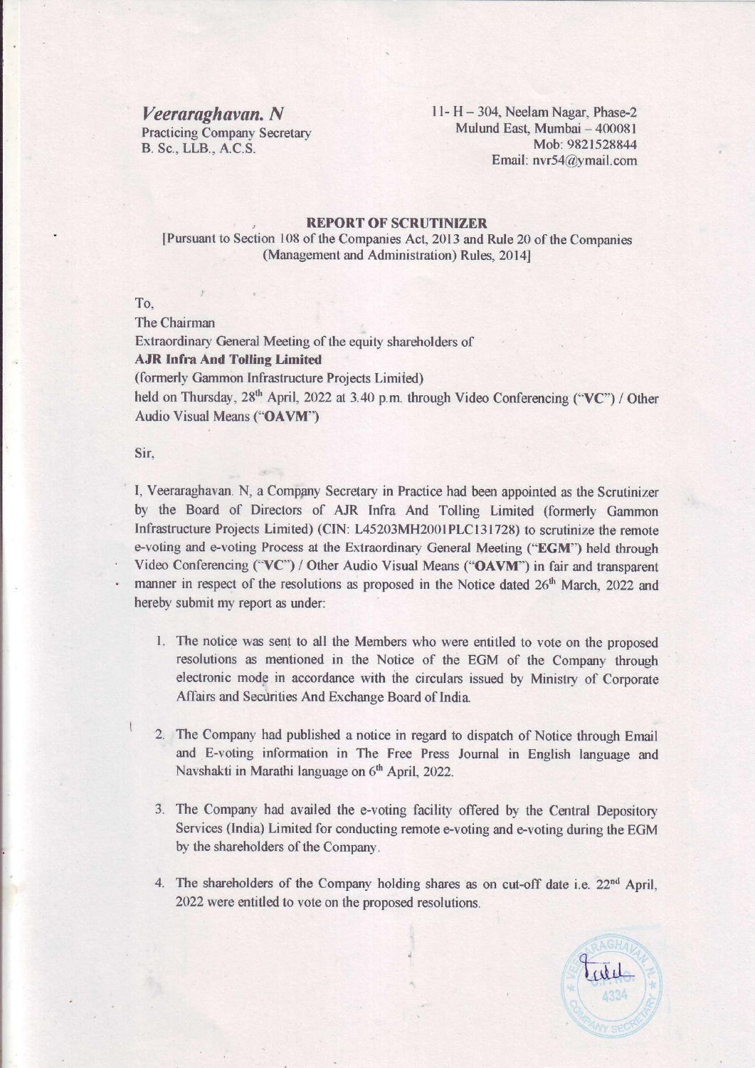*Veeraraghavan. N*
Practicing Company Secretary
B. Sc., LLB., A.C.S.

11- H – 304, Neelam Nagar, Phase-2
Mulund East, Mumbai – 400081
Mob: 9821528844
Email: nvr54@ymail.com

## REPORT OF SCRUTINIZER

[Pursuant to Section 108 of the Companies Act, 2013 and Rule 20 of the Companies (Management and Administration) Rules, 2014]

To,
The Chairman
Extraordinary General Meeting of the equity shareholders of
**AJR Infra And Tolling Limited**
(formerly Gammon Infrastructure Projects Limited)
held on Thursday, 28th April, 2022 at 3.40 p.m. through Video Conferencing ("**VC**") / Other Audio Visual Means ("**OAVM**")

Sir,

I, Veeraraghavan. N, a Company Secretary in Practice had been appointed as the Scrutinizer by the Board of Directors of AJR Infra And Tolling Limited (formerly Gammon Infrastructure Projects Limited) (CIN: L45203MH2001PLC131728) to scrutinize the remote e-voting and e-voting Process at the Extraordinary General Meeting ("**EGM**") held through Video Conferencing ("**VC**") / Other Audio Visual Means ("**OAVM**") in fair and transparent manner in respect of the resolutions as proposed in the Notice dated 26th March, 2022 and hereby submit my report as under:

1. The notice was sent to all the Members who were entitled to vote on the proposed resolutions as mentioned in the Notice of the EGM of the Company through electronic mode in accordance with the circulars issued by Ministry of Corporate Affairs and Securities And Exchange Board of India.

2. The Company had published a notice in regard to dispatch of Notice through Email and E-voting information in The Free Press Journal in English language and Navshakti in Marathi language on 6th April, 2022.

3. The Company had availed the e-voting facility offered by the Central Depository Services (India) Limited for conducting remote e-voting and e-voting during the EGM by the shareholders of the Company.

4. The shareholders of the Company holding shares as on cut-off date i.e. 22nd April, 2022 were entitled to vote on the proposed resolutions.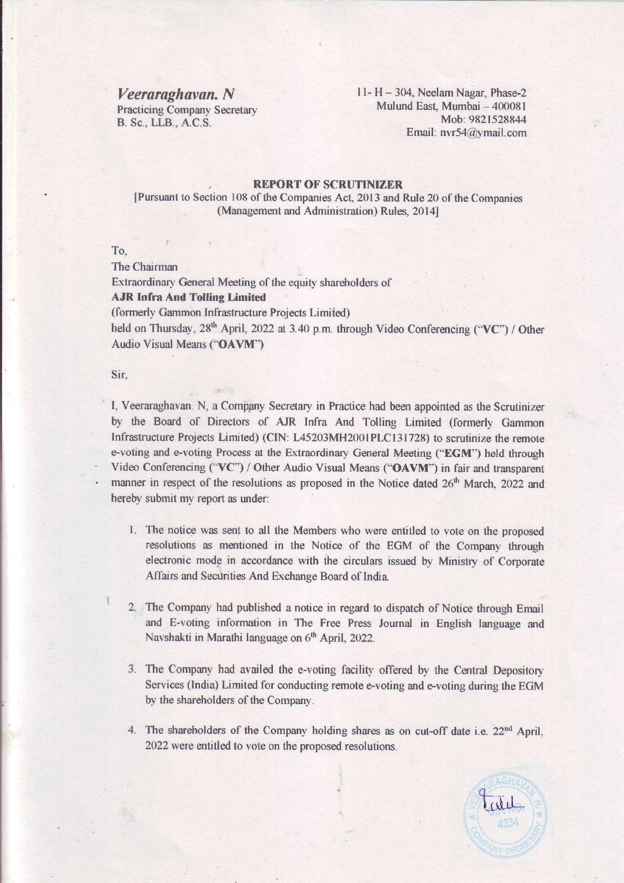*Veeraraghavan. N*
Practicing Company Secretary
B. Sc., LLB., A.C.S.

11- H – 304, Neelam Nagar, Phase-2
Mulund East, Mumbai – 400081
Mob: 9821528844
Email: nvr54@ymail.com

**REPORT OF SCRUTINIZER**

[Pursuant to Section 108 of the Companies Act, 2013 and Rule 20 of the Companies (Management and Administration) Rules, 2014]

To,
The Chairman
Extraordinary General Meeting of the equity shareholders of
**AJR Infra And Tolling Limited**
(formerly Gammon Infrastructure Projects Limited)
held on Thursday, 28th April, 2022 at 3.40 p.m. through Video Conferencing ("**VC**") / Other Audio Visual Means ("**OAVM**")

Sir,

I, Veeraraghavan. N, a Company Secretary in Practice had been appointed as the Scrutinizer by the Board of Directors of AJR Infra And Tolling Limited (formerly Gammon Infrastructure Projects Limited) (CIN: L45203MH2001PLC131728) to scrutinize the remote e-voting and e-voting Process at the Extraordinary General Meeting ("**EGM**") held through Video Conferencing ("**VC**") / Other Audio Visual Means ("**OAVM**") in fair and transparent manner in respect of the resolutions as proposed in the Notice dated 26th March, 2022 and hereby submit my report as under:

1. The notice was sent to all the Members who were entitled to vote on the proposed resolutions as mentioned in the Notice of the EGM of the Company through electronic mode in accordance with the circulars issued by Ministry of Corporate Affairs and Securities And Exchange Board of India.

2. The Company had published a notice in regard to dispatch of Notice through Email and E-voting information in The Free Press Journal in English language and Navshakti in Marathi language on 6th April, 2022.

3. The Company had availed the e-voting facility offered by the Central Depository Services (India) Limited for conducting remote e-voting and e-voting during the EGM by the shareholders of the Company.

4. The shareholders of the Company holding shares as on cut-off date i.e. 22nd April, 2022 were entitled to vote on the proposed resolutions.